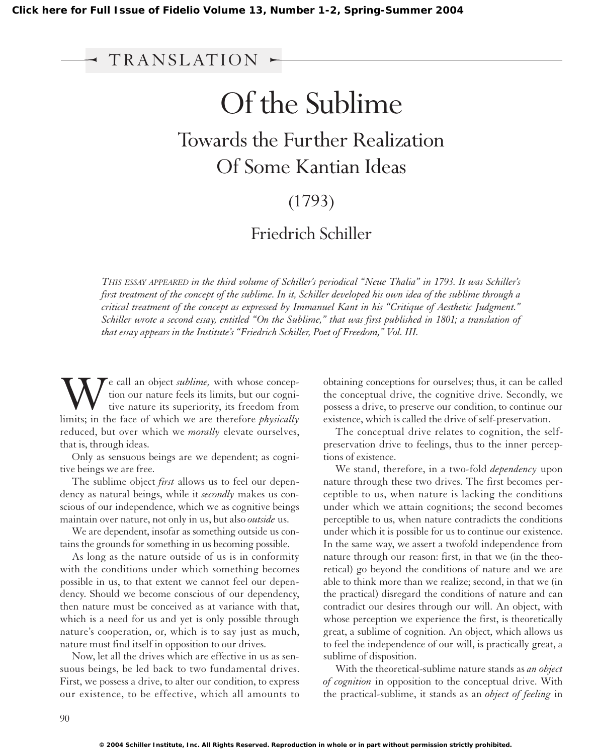TRANSLATION

# Of the Sublime

## Towards the Further Realization Of Some Kantian Ideas

(1793)

Friedrich Schiller

*THIS ESSAY APPEARED in the third volume of Schiller's periodical "Neue Thalia" in 1793. It was Schiller's first treatment of the concept of the sublime. In it, Schiller developed his own idea of the sublime through a critical treatment of the concept as expressed by Immanuel Kant in his "Critique of Aesthetic Judgment." Schiller wrote a second essay, entitled "On the Sublime," that was first published in 1801; a translation of that essay appears in the Institute's "Friedrich Schiller, Poet of Freedom," Vol. III.*

We call an object *sublime,* with whose conception our nature feels its limits, but our cognitive nature its superiority, its freedom from limits; in the face of which we are therefore *physically* reduced, but over which we *morally* elevate ourselves, that is, through ideas.

Only as sensuous beings are we dependent; as cognitive beings we are free.

The sublime object *first* allows us to feel our dependency as natural beings, while it *secondly* makes us conscious of our independence, which we as cognitive beings maintain over nature, not only in us, but also *outside* us.

We are dependent, insofar as something outside us contains the grounds for something in us becoming possible.

As long as the nature outside of us is in conformity with the conditions under which something becomes possible in us, to that extent we cannot feel our dependency. Should we become conscious of our dependency, then nature must be conceived as at variance with that, which is a need for us and yet is only possible through nature's cooperation, or, which is to say just as much, nature must find itself in opposition to our drives.

Now, let all the drives which are effective in us as sensuous beings, be led back to two fundamental drives. First, we possess a drive, to alter our condition, to express our existence, to be effective, which all amounts to obtaining conceptions for ourselves; thus, it can be called the conceptual drive, the cognitive drive. Secondly, we possess a drive, to preserve our condition, to continue our existence, which is called the drive of self-preservation.

The conceptual drive relates to cognition, the self-preservation drive to feelings, thus to the inner perceptions of existence.

We stand, therefore, in a two-fold *dependency* upon nature through these two drives. The first becomes perceptible to us, when nature is lacking the conditions under which we attain cognitions; the second becomes perceptible to us, when nature contradicts the conditions under which it is possible for us to continue our existence. In the same way, we assert a twofold independence from nature through our reason: first, in that we (in the theoretical) go beyond the conditions of nature and we are able to think more than we realize; second, in that we (in the practical) disregard the conditions of nature and can contradict our desires through our will. An object, with whose perception we experience the first, is theoretically great, a sublime of cognition. An object, which allows us to feel the independence of our will, is practically great, a sublime of disposition.

With the theoretical-sublime nature stands as *an object of cognition* in opposition to the conceptual drive. With the practical-sublime, it stands as an *object of feeling* in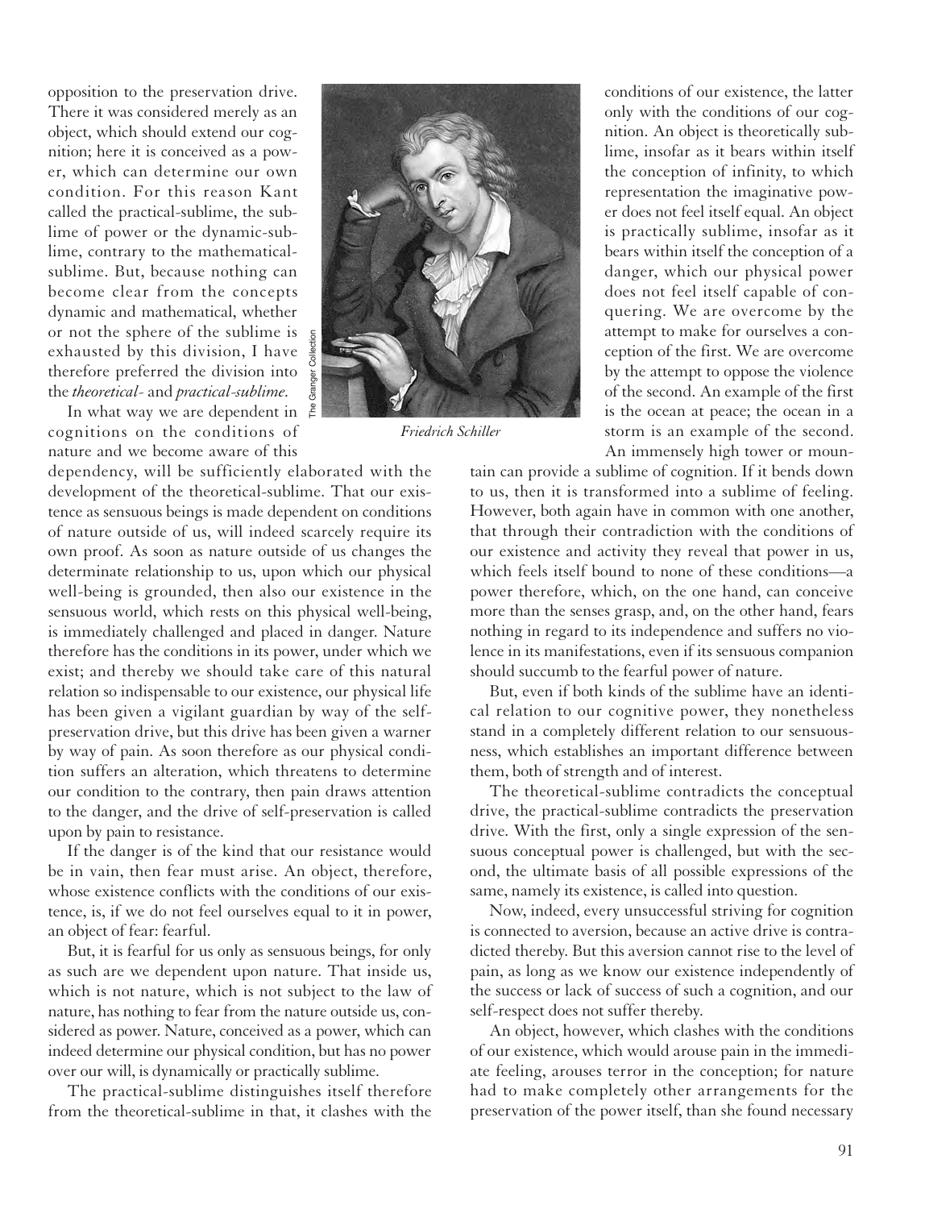opposition to the preservation drive. There it was considered merely as an object, which should extend our cognition; here it is conceived as a power, which can determine our own condition. For this reason Kant called the practical-sublime, the sublime of power or the dynamic-sublime, contrary to the mathematical-sublime. But, because nothing can become clear from the concepts dynamic and mathematical, whether or not the sphere of the sublime is exhausted by this division, I have therefore preferred the division into the *theoretical-* and *practical-sublime.*

In what way we are dependent in cognitions on the conditions of nature and we become aware of this dependency, will be sufficiently elaborated with the development of the theoretical-sublime. That our existence as sensuous beings is made dependent on conditions of nature outside of us, will indeed scarcely require its own proof. As soon as nature outside of us changes the determinate relationship to us, upon which our physical well-being is grounded, then also our existence in the sensuous world, which rests on this physical well-being, is immediately challenged and placed in danger. Nature therefore has the conditions in its power, under which we exist; and thereby we should take care of this natural relation so indispensable to our existence, our physical life has been given a vigilant guardian by way of the self-preservation drive, but this drive has been given a warner by way of pain. As soon therefore as our physical condition suffers an alteration, which threatens to determine our condition to the contrary, then pain draws attention to the danger, and the drive of self-preservation is called upon by pain to resistance.

If the danger is of the kind that our resistance would be in vain, then fear must arise. An object, therefore, whose existence conflicts with the conditions of our existence, is, if we do not feel ourselves equal to it in power, an object of fear: fearful.

But, it is fearful for us only as sensuous beings, for only as such are we dependent upon nature. That inside us, which is not nature, which is not subject to the law of nature, has nothing to fear from the nature outside us, considered as power. Nature, conceived as a power, which can indeed determine our physical condition, but has no power over our will, is dynamically or practically sublime.

The practical-sublime distinguishes itself therefore from the theoretical-sublime in that, it clashes with the conditions of our existence, the latter only with the conditions of our cognition. An object is theoretically sublime, insofar as it bears within itself the conception of infinity, to which representation the imaginative power does not feel itself equal. An object is practically sublime, insofar as it bears within itself the conception of a danger, which our physical power does not feel itself capable of conquering. We are overcome by the attempt to make for ourselves a conception of the first. We are overcome by the attempt to oppose the violence of the second. An example of the first is the ocean at peace; the ocean in a storm is an example of the second. An immensely high tower or mountain can provide a sublime of cognition. If it bends down to us, then it is transformed into a sublime of feeling. However, both again have in common with one another, that through their contradiction with the conditions of our existence and activity they reveal that power in us, which feels itself bound to none of these conditions—a power therefore, which, on the one hand, can conceive more than the senses grasp, and, on the other hand, fears nothing in regard to its independence and suffers no violence in its manifestations, even if its sensuous companion should succumb to the fearful power of nature.

*Friedrich Schiller*

But, even if both kinds of the sublime have an identical relation to our cognitive power, they nonetheless stand in a completely different relation to our sensuousness, which establishes an important difference between them, both of strength and of interest.

The theoretical-sublime contradicts the conceptual drive, the practical-sublime contradicts the preservation drive. With the first, only a single expression of the sensuous conceptual power is challenged, but with the second, the ultimate basis of all possible expressions of the same, namely its existence, is called into question.

Now, indeed, every unsuccessful striving for cognition is connected to aversion, because an active drive is contradicted thereby. But this aversion cannot rise to the level of pain, as long as we know our existence independently of the success or lack of success of such a cognition, and our self-respect does not suffer thereby.

An object, however, which clashes with the conditions of our existence, which would arouse pain in the immediate feeling, arouses terror in the conception; for nature had to make completely other arrangements for the preservation of the power itself, than she found necessary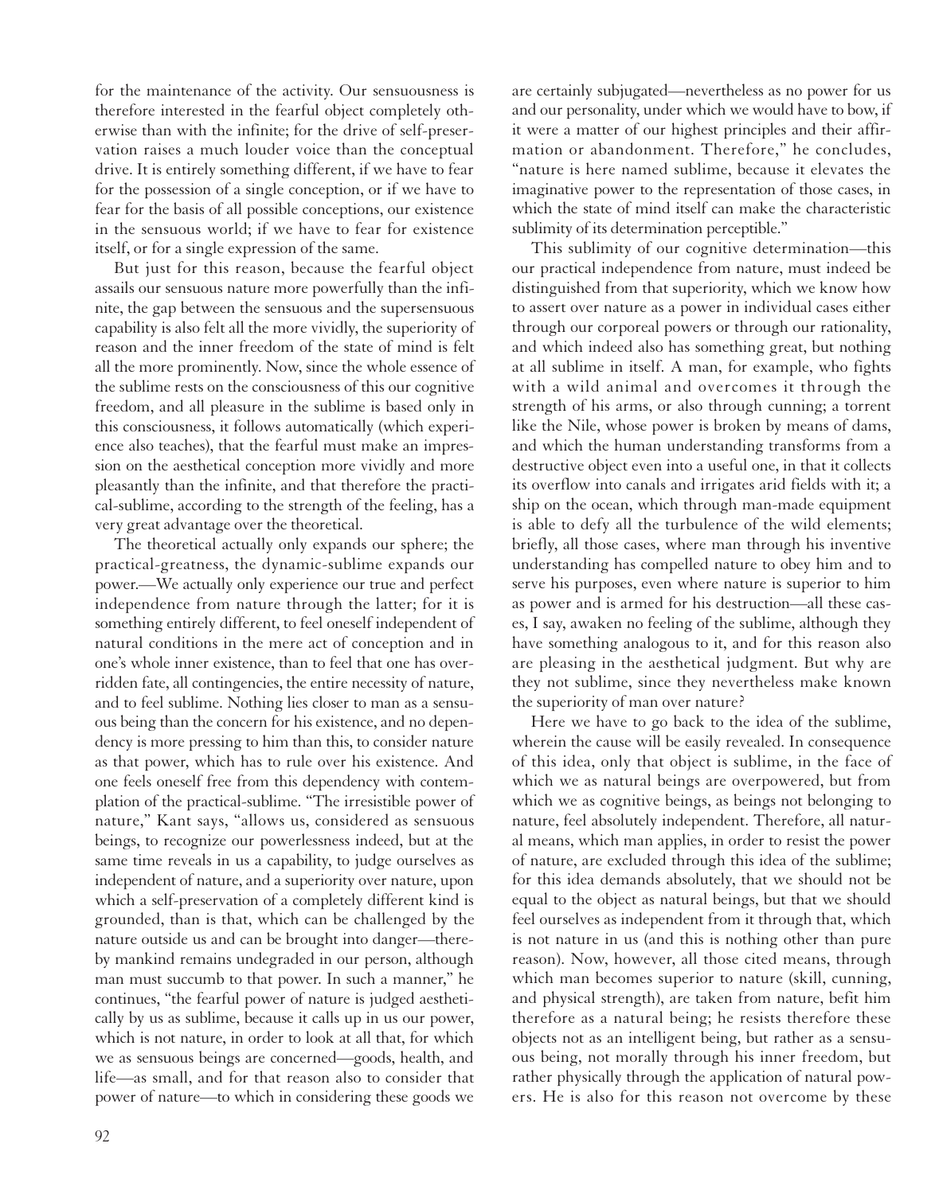for the maintenance of the activity. Our sensuousness is therefore interested in the fearful object completely otherwise than with the infinite; for the drive of self-preservation raises a much louder voice than the conceptual drive. It is entirely something different, if we have to fear for the possession of a single conception, or if we have to fear for the basis of all possible conceptions, our existence in the sensuous world; if we have to fear for existence itself, or for a single expression of the same.

But just for this reason, because the fearful object assails our sensuous nature more powerfully than the infinite, the gap between the sensuous and the supersensuous capability is also felt all the more vividly, the superiority of reason and the inner freedom of the state of mind is felt all the more prominently. Now, since the whole essence of the sublime rests on the consciousness of this our cognitive freedom, and all pleasure in the sublime is based only in this consciousness, it follows automatically (which experience also teaches), that the fearful must make an impression on the aesthetical conception more vividly and more pleasantly than the infinite, and that therefore the practical-sublime, according to the strength of the feeling, has a very great advantage over the theoretical.

The theoretical actually only expands our sphere; the practical-greatness, the dynamic-sublime expands our power.—We actually only experience our true and perfect independence from nature through the latter; for it is something entirely different, to feel oneself independent of natural conditions in the mere act of conception and in one's whole inner existence, than to feel that one has overridden fate, all contingencies, the entire necessity of nature, and to feel sublime. Nothing lies closer to man as a sensuous being than the concern for his existence, and no dependency is more pressing to him than this, to consider nature as that power, which has to rule over his existence. And one feels oneself free from this dependency with contemplation of the practical-sublime. "The irresistible power of nature," Kant says, "allows us, considered as sensuous beings, to recognize our powerlessness indeed, but at the same time reveals in us a capability, to judge ourselves as independent of nature, and a superiority over nature, upon which a self-preservation of a completely different kind is grounded, than is that, which can be challenged by the nature outside us and can be brought into danger—thereby mankind remains undegraded in our person, although man must succumb to that power. In such a manner," he continues, "the fearful power of nature is judged aesthetically by us as sublime, because it calls up in us our power, which is not nature, in order to look at all that, for which we as sensuous beings are concerned—goods, health, and life—as small, and for that reason also to consider that power of nature—to which in considering these goods we are certainly subjugated—nevertheless as no power for us and our personality, under which we would have to bow, if it were a matter of our highest principles and their affirmation or abandonment. Therefore," he concludes, "nature is here named sublime, because it elevates the imaginative power to the representation of those cases, in which the state of mind itself can make the characteristic sublimity of its determination perceptible."

This sublimity of our cognitive determination—this our practical independence from nature, must indeed be distinguished from that superiority, which we know how to assert over nature as a power in individual cases either through our corporeal powers or through our rationality, and which indeed also has something great, but nothing at all sublime in itself. A man, for example, who fights with a wild animal and overcomes it through the strength of his arms, or also through cunning; a torrent like the Nile, whose power is broken by means of dams, and which the human understanding transforms from a destructive object even into a useful one, in that it collects its overflow into canals and irrigates arid fields with it; a ship on the ocean, which through man-made equipment is able to defy all the turbulence of the wild elements; briefly, all those cases, where man through his inventive understanding has compelled nature to obey him and to serve his purposes, even where nature is superior to him as power and is armed for his destruction—all these cases, I say, awaken no feeling of the sublime, although they have something analogous to it, and for this reason also are pleasing in the aesthetical judgment. But why are they not sublime, since they nevertheless make known the superiority of man over nature?

Here we have to go back to the idea of the sublime, wherein the cause will be easily revealed. In consequence of this idea, only that object is sublime, in the face of which we as natural beings are overpowered, but from which we as cognitive beings, as beings not belonging to nature, feel absolutely independent. Therefore, all natural means, which man applies, in order to resist the power of nature, are excluded through this idea of the sublime; for this idea demands absolutely, that we should not be equal to the object as natural beings, but that we should feel ourselves as independent from it through that, which is not nature in us (and this is nothing other than pure reason). Now, however, all those cited means, through which man becomes superior to nature (skill, cunning, and physical strength), are taken from nature, befit him therefore as a natural being; he resists therefore these objects not as an intelligent being, but rather as a sensuous being, not morally through his inner freedom, but rather physically through the application of natural powers. He is also for this reason not overcome by these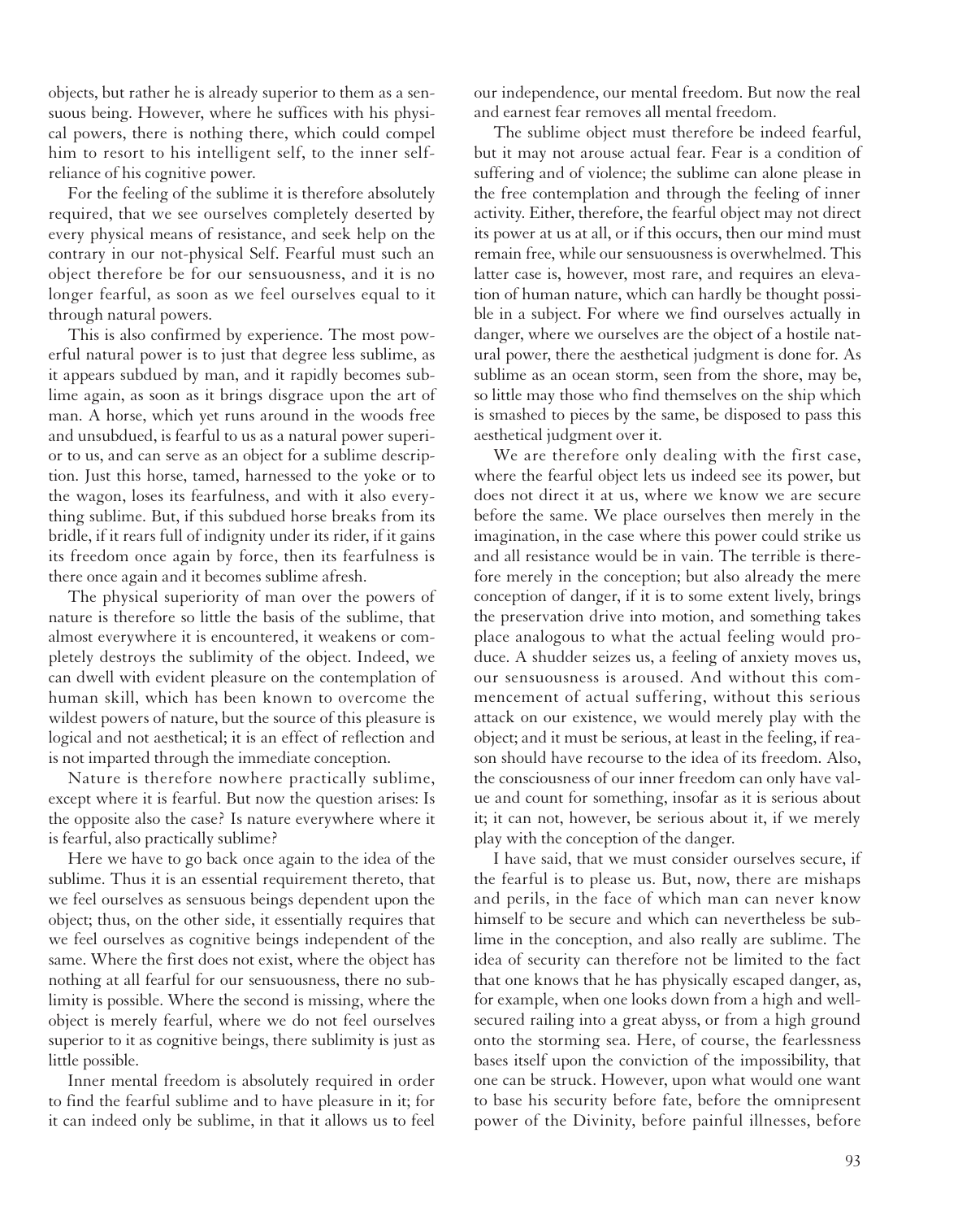objects, but rather he is already superior to them as a sensuous being. However, where he suffices with his physical powers, there is nothing there, which could compel him to resort to his intelligent self, to the inner self-reliance of his cognitive power.

For the feeling of the sublime it is therefore absolutely required, that we see ourselves completely deserted by every physical means of resistance, and seek help on the contrary in our not-physical Self. Fearful must such an object therefore be for our sensuousness, and it is no longer fearful, as soon as we feel ourselves equal to it through natural powers.

This is also confirmed by experience. The most powerful natural power is to just that degree less sublime, as it appears subdued by man, and it rapidly becomes sublime again, as soon as it brings disgrace upon the art of man. A horse, which yet runs around in the woods free and unsubdued, is fearful to us as a natural power superior to us, and can serve as an object for a sublime description. Just this horse, tamed, harnessed to the yoke or to the wagon, loses its fearfulness, and with it also everything sublime. But, if this subdued horse breaks from its bridle, if it rears full of indignity under its rider, if it gains its freedom once again by force, then its fearfulness is there once again and it becomes sublime afresh.

The physical superiority of man over the powers of nature is therefore so little the basis of the sublime, that almost everywhere it is encountered, it weakens or completely destroys the sublimity of the object. Indeed, we can dwell with evident pleasure on the contemplation of human skill, which has been known to overcome the wildest powers of nature, but the source of this pleasure is logical and not aesthetical; it is an effect of reflection and is not imparted through the immediate conception.

Nature is therefore nowhere practically sublime, except where it is fearful. But now the question arises: Is the opposite also the case? Is nature everywhere where it is fearful, also practically sublime?

Here we have to go back once again to the idea of the sublime. Thus it is an essential requirement thereto, that we feel ourselves as sensuous beings dependent upon the object; thus, on the other side, it essentially requires that we feel ourselves as cognitive beings independent of the same. Where the first does not exist, where the object has nothing at all fearful for our sensuousness, there no sublimity is possible. Where the second is missing, where the object is merely fearful, where we do not feel ourselves superior to it as cognitive beings, there sublimity is just as little possible.

Inner mental freedom is absolutely required in order to find the fearful sublime and to have pleasure in it; for it can indeed only be sublime, in that it allows us to feel our independence, our mental freedom. But now the real and earnest fear removes all mental freedom.

The sublime object must therefore be indeed fearful, but it may not arouse actual fear. Fear is a condition of suffering and of violence; the sublime can alone please in the free contemplation and through the feeling of inner activity. Either, therefore, the fearful object may not direct its power at us at all, or if this occurs, then our mind must remain free, while our sensuousness is overwhelmed. This latter case is, however, most rare, and requires an elevation of human nature, which can hardly be thought possible in a subject. For where we find ourselves actually in danger, where we ourselves are the object of a hostile natural power, there the aesthetical judgment is done for. As sublime as an ocean storm, seen from the shore, may be, so little may those who find themselves on the ship which is smashed to pieces by the same, be disposed to pass this aesthetical judgment over it.

We are therefore only dealing with the first case, where the fearful object lets us indeed see its power, but does not direct it at us, where we know we are secure before the same. We place ourselves then merely in the imagination, in the case where this power could strike us and all resistance would be in vain. The terrible is therefore merely in the conception; but also already the mere conception of danger, if it is to some extent lively, brings the preservation drive into motion, and something takes place analogous to what the actual feeling would produce. A shudder seizes us, a feeling of anxiety moves us, our sensuousness is aroused. And without this commencement of actual suffering, without this serious attack on our existence, we would merely play with the object; and it must be serious, at least in the feeling, if reason should have recourse to the idea of its freedom. Also, the consciousness of our inner freedom can only have value and count for something, insofar as it is serious about it; it can not, however, be serious about it, if we merely play with the conception of the danger.

I have said, that we must consider ourselves secure, if the fearful is to please us. But, now, there are mishaps and perils, in the face of which man can never know himself to be secure and which can nevertheless be sublime in the conception, and also really are sublime. The idea of security can therefore not be limited to the fact that one knows that he has physically escaped danger, as, for example, when one looks down from a high and well-secured railing into a great abyss, or from a high ground onto the storming sea. Here, of course, the fearlessness bases itself upon the conviction of the impossibility, that one can be struck. However, upon what would one want to base his security before fate, before the omnipresent power of the Divinity, before painful illnesses, before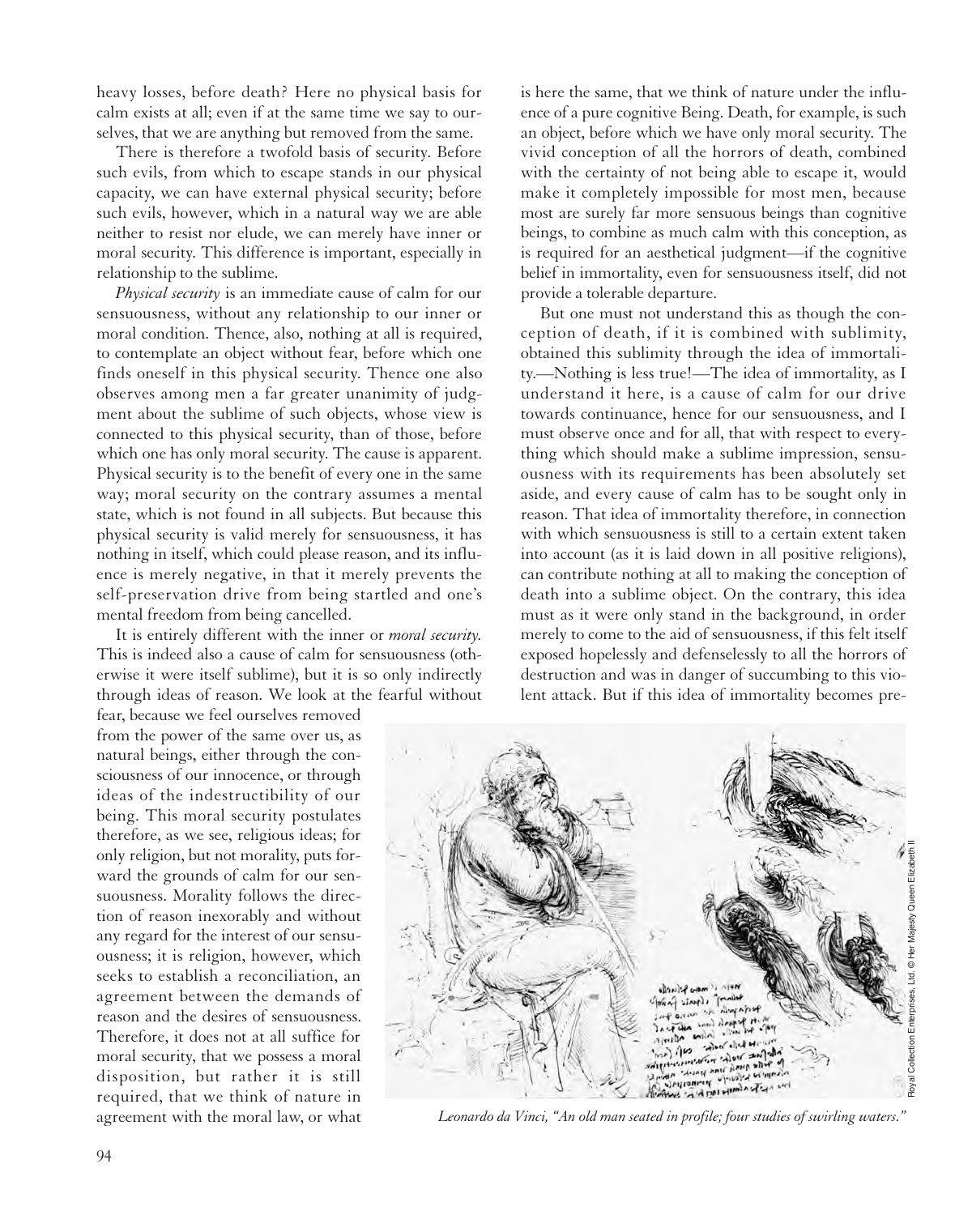heavy losses, before death? Here no physical basis for calm exists at all; even if at the same time we say to ourselves, that we are anything but removed from the same.

There is therefore a twofold basis of security. Before such evils, from which to escape stands in our physical capacity, we can have external physical security; before such evils, however, which in a natural way we are able neither to resist nor elude, we can merely have inner or moral security. This difference is important, especially in relationship to the sublime.

*Physical security* is an immediate cause of calm for our sensuousness, without any relationship to our inner or moral condition. Thence, also, nothing at all is required, to contemplate an object without fear, before which one finds oneself in this physical security. Thence one also observes among men a far greater unanimity of judgment about the sublime of such objects, whose view is connected to this physical security, than of those, before which one has only moral security. The cause is apparent. Physical security is to the benefit of every one in the same way; moral security on the contrary assumes a mental state, which is not found in all subjects. But because this physical security is valid merely for sensuousness, it has nothing in itself, which could please reason, and its influence is merely negative, in that it merely prevents the self-preservation drive from being startled and one's mental freedom from being cancelled.

It is entirely different with the inner or *moral security.* This is indeed also a cause of calm for sensuousness (otherwise it were itself sublime), but it is so only indirectly through ideas of reason. We look at the fearful without fear, because we feel ourselves removed from the power of the same over us, as natural beings, either through the consciousness of our innocence, or through ideas of the indestructibility of our being. This moral security postulates therefore, as we see, religious ideas; for only religion, but not morality, puts forward the grounds of calm for our sensuousness. Morality follows the direction of reason inexorably and without any regard for the interest of our sensuousness; it is religion, however, which seeks to establish a reconciliation, an agreement between the demands of reason and the desires of sensuousness. Therefore, it does not at all suffice for moral security, that we possess a moral disposition, but rather it is still required, that we think of nature in agreement with the moral law, or what is here the same, that we think of nature under the influence of a pure cognitive Being. Death, for example, is such an object, before which we have only moral security. The vivid conception of all the horrors of death, combined with the certainty of not being able to escape it, would make it completely impossible for most men, because most are surely far more sensuous beings than cognitive beings, to combine as much calm with this conception, as is required for an aesthetical judgment—if the cognitive belief in immortality, even for sensuousness itself, did not provide a tolerable departure.

But one must not understand this as though the conception of death, if it is combined with sublimity, obtained this sublimity through the idea of immortality.—Nothing is less true!—The idea of immortality, as I understand it here, is a cause of calm for our drive towards continuance, hence for our sensuousness, and I must observe once and for all, that with respect to everything which should make a sublime impression, sensuousness with its requirements has been absolutely set aside, and every cause of calm has to be sought only in reason. That idea of immortality therefore, in connection with which sensuousness is still to a certain extent taken into account (as it is laid down in all positive religions), can contribute nothing at all to making the conception of death into a sublime object. On the contrary, this idea must as it were only stand in the background, in order merely to come to the aid of sensuousness, if this felt itself exposed hopelessly and defenselessly to all the horrors of destruction and was in danger of succumbing to this violent attack. But if this idea of immortality becomes pre-

*Leonardo da Vinci, "An old man seated in profile; four studies of swirling waters."*

Royal Collection Enterprises, Ltd. © Her Majesty Queen Elizabeth II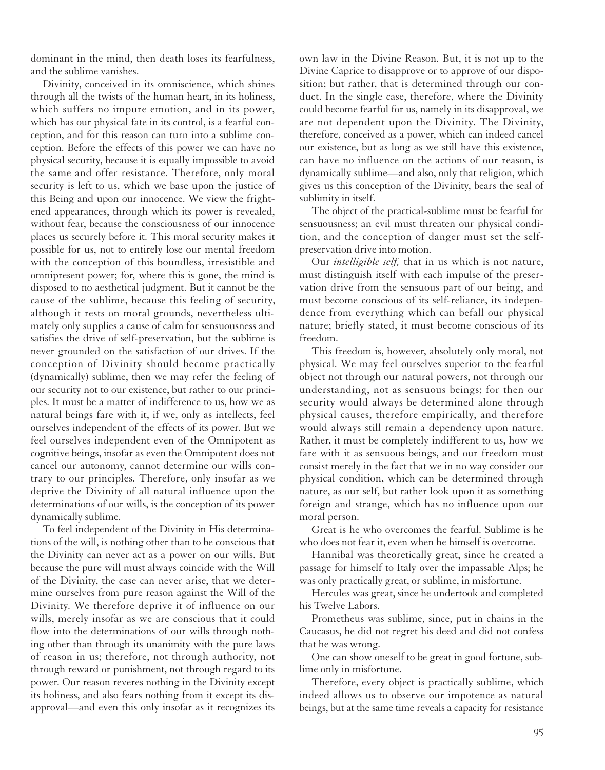dominant in the mind, then death loses its fearfulness, and the sublime vanishes.

Divinity, conceived in its omniscience, which shines through all the twists of the human heart, in its holiness, which suffers no impure emotion, and in its power, which has our physical fate in its control, is a fearful conception, and for this reason can turn into a sublime conception. Before the effects of this power we can have no physical security, because it is equally impossible to avoid the same and offer resistance. Therefore, only moral security is left to us, which we base upon the justice of this Being and upon our innocence. We view the frightened appearances, through which its power is revealed, without fear, because the consciousness of our innocence places us securely before it. This moral security makes it possible for us, not to entirely lose our mental freedom with the conception of this boundless, irresistible and omnipresent power; for, where this is gone, the mind is disposed to no aesthetical judgment. But it cannot be the cause of the sublime, because this feeling of security, although it rests on moral grounds, nevertheless ultimately only supplies a cause of calm for sensuousness and satisfies the drive of self-preservation, but the sublime is never grounded on the satisfaction of our drives. If the conception of Divinity should become practically (dynamically) sublime, then we may refer the feeling of our security not to our existence, but rather to our principles. It must be a matter of indifference to us, how we as natural beings fare with it, if we, only as intellects, feel ourselves independent of the effects of its power. But we feel ourselves independent even of the Omnipotent as cognitive beings, insofar as even the Omnipotent does not cancel our autonomy, cannot determine our wills contrary to our principles. Therefore, only insofar as we deprive the Divinity of all natural influence upon the determinations of our wills, is the conception of its power dynamically sublime.

To feel independent of the Divinity in His determinations of the will, is nothing other than to be conscious that the Divinity can never act as a power on our wills. But because the pure will must always coincide with the Will of the Divinity, the case can never arise, that we determine ourselves from pure reason against the Will of the Divinity. We therefore deprive it of influence on our wills, merely insofar as we are conscious that it could flow into the determinations of our wills through nothing other than through its unanimity with the pure laws of reason in us; therefore, not through authority, not through reward or punishment, not through regard to its power. Our reason reveres nothing in the Divinity except its holiness, and also fears nothing from it except its disapproval—and even this only insofar as it recognizes its own law in the Divine Reason. But, it is not up to the Divine Caprice to disapprove or to approve of our disposition; but rather, that is determined through our conduct. In the single case, therefore, where the Divinity could become fearful for us, namely in its disapproval, we are not dependent upon the Divinity. The Divinity, therefore, conceived as a power, which can indeed cancel our existence, but as long as we still have this existence, can have no influence on the actions of our reason, is dynamically sublime—and also, only that religion, which gives us this conception of the Divinity, bears the seal of sublimity in itself.

The object of the practical-sublime must be fearful for sensuousness; an evil must threaten our physical condition, and the conception of danger must set the self-preservation drive into motion.

Our *intelligible self,* that in us which is not nature, must distinguish itself with each impulse of the preservation drive from the sensuous part of our being, and must become conscious of its self-reliance, its independence from everything which can befall our physical nature; briefly stated, it must become conscious of its freedom.

This freedom is, however, absolutely only moral, not physical. We may feel ourselves superior to the fearful object not through our natural powers, not through our understanding, not as sensuous beings; for then our security would always be determined alone through physical causes, therefore empirically, and therefore would always still remain a dependency upon nature. Rather, it must be completely indifferent to us, how we fare with it as sensuous beings, and our freedom must consist merely in the fact that we in no way consider our physical condition, which can be determined through nature, as our self, but rather look upon it as something foreign and strange, which has no influence upon our moral person.

Great is he who overcomes the fearful. Sublime is he who does not fear it, even when he himself is overcome.

Hannibal was theoretically great, since he created a passage for himself to Italy over the impassable Alps; he was only practically great, or sublime, in misfortune.

Hercules was great, since he undertook and completed his Twelve Labors.

Prometheus was sublime, since, put in chains in the Caucasus, he did not regret his deed and did not confess that he was wrong.

One can show oneself to be great in good fortune, sublime only in misfortune.

Therefore, every object is practically sublime, which indeed allows us to observe our impotence as natural beings, but at the same time reveals a capacity for resistance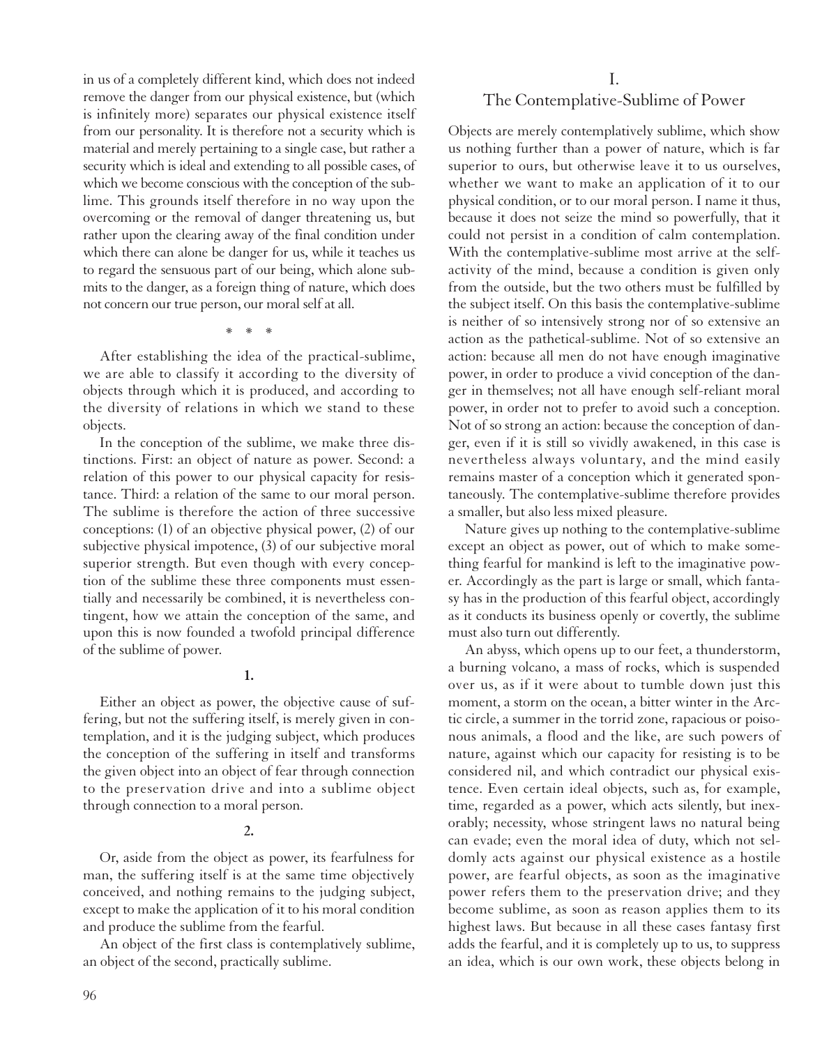in us of a completely different kind, which does not indeed remove the danger from our physical existence, but (which is infinitely more) separates our physical existence itself from our personality. It is therefore not a security which is material and merely pertaining to a single case, but rather a security which is ideal and extending to all possible cases, of which we become conscious with the conception of the sublime. This grounds itself therefore in no way upon the overcoming or the removal of danger threatening us, but rather upon the clearing away of the final condition under which there can alone be danger for us, while it teaches us to regard the sensuous part of our being, which alone submits to the danger, as a foreign thing of nature, which does not concern our true person, our moral self at all.

\* \* \*

After establishing the idea of the practical-sublime, we are able to classify it according to the diversity of objects through which it is produced, and according to the diversity of relations in which we stand to these objects.

In the conception of the sublime, we make three distinctions. First: an object of nature as power. Second: a relation of this power to our physical capacity for resistance. Third: a relation of the same to our moral person. The sublime is therefore the action of three successive conceptions: (1) of an objective physical power, (2) of our subjective physical impotence, (3) of our subjective moral superior strength. But even though with every conception of the sublime these three components must essentially and necessarily be combined, it is nevertheless contingent, how we attain the conception of the same, and upon this is now founded a twofold principal difference of the sublime of power.

**1.**

Either an object as power, the objective cause of suffering, but not the suffering itself, is merely given in contemplation, and it is the judging subject, which produces the conception of the suffering in itself and transforms the given object into an object of fear through connection to the preservation drive and into a sublime object through connection to a moral person.

**2.**

Or, aside from the object as power, its fearfulness for man, the suffering itself is at the same time objectively conceived, and nothing remains to the judging subject, except to make the application of it to his moral condition and produce the sublime from the fearful.

An object of the first class is contemplatively sublime, an object of the second, practically sublime.

## I.
## The Contemplative-Sublime of Power

Objects are merely contemplatively sublime, which show us nothing further than a power of nature, which is far superior to ours, but otherwise leave it to us ourselves, whether we want to make an application of it to our physical condition, or to our moral person. I name it thus, because it does not seize the mind so powerfully, that it could not persist in a condition of calm contemplation. With the contemplative-sublime most arrive at the self-activity of the mind, because a condition is given only from the outside, but the two others must be fulfilled by the subject itself. On this basis the contemplative-sublime is neither of so intensively strong nor of so extensive an action as the pathetical-sublime. Not of so extensive an action: because all men do not have enough imaginative power, in order to produce a vivid conception of the danger in themselves; not all have enough self-reliant moral power, in order not to prefer to avoid such a conception. Not of so strong an action: because the conception of danger, even if it is still so vividly awakened, in this case is nevertheless always voluntary, and the mind easily remains master of a conception which it generated spontaneously. The contemplative-sublime therefore provides a smaller, but also less mixed pleasure.

Nature gives up nothing to the contemplative-sublime except an object as power, out of which to make something fearful for mankind is left to the imaginative power. Accordingly as the part is large or small, which fantasy has in the production of this fearful object, accordingly as it conducts its business openly or covertly, the sublime must also turn out differently.

An abyss, which opens up to our feet, a thunderstorm, a burning volcano, a mass of rocks, which is suspended over us, as if it were about to tumble down just this moment, a storm on the ocean, a bitter winter in the Arctic circle, a summer in the torrid zone, rapacious or poisonous animals, a flood and the like, are such powers of nature, against which our capacity for resisting is to be considered nil, and which contradict our physical existence. Even certain ideal objects, such as, for example, time, regarded as a power, which acts silently, but inexorably; necessity, whose stringent laws no natural being can evade; even the moral idea of duty, which not seldomly acts against our physical existence as a hostile power, are fearful objects, as soon as the imaginative power refers them to the preservation drive; and they become sublime, as soon as reason applies them to its highest laws. But because in all these cases fantasy first adds the fearful, and it is completely up to us, to suppress an idea, which is our own work, these objects belong in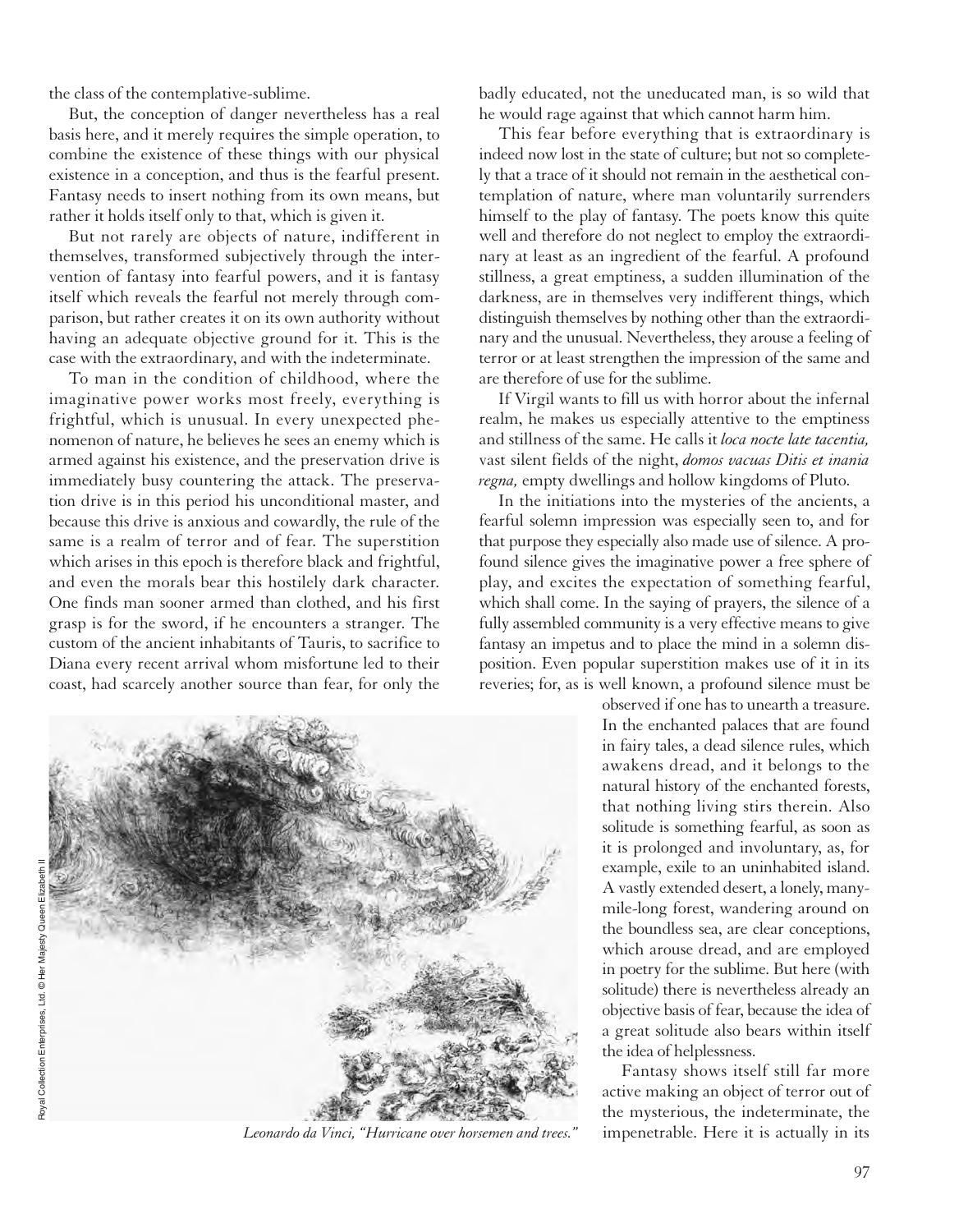the class of the contemplative-sublime.

But, the conception of danger nevertheless has a real basis here, and it merely requires the simple operation, to combine the existence of these things with our physical existence in a conception, and thus is the fearful present. Fantasy needs to insert nothing from its own means, but rather it holds itself only to that, which is given it.

But not rarely are objects of nature, indifferent in themselves, transformed subjectively through the intervention of fantasy into fearful powers, and it is fantasy itself which reveals the fearful not merely through comparison, but rather creates it on its own authority without having an adequate objective ground for it. This is the case with the extraordinary, and with the indeterminate.

To man in the condition of childhood, where the imaginative power works most freely, everything is frightful, which is unusual. In every unexpected phenomenon of nature, he believes he sees an enemy which is armed against his existence, and the preservation drive is immediately busy countering the attack. The preservation drive is in this period his unconditional master, and because this drive is anxious and cowardly, the rule of the same is a realm of terror and of fear. The superstition which arises in this epoch is therefore black and frightful, and even the morals bear this hostilely dark character. One finds man sooner armed than clothed, and his first grasp is for the sword, if he encounters a stranger. The custom of the ancient inhabitants of Tauris, to sacrifice to Diana every recent arrival whom misfortune led to their coast, had scarcely another source than fear, for only the badly educated, not the uneducated man, is so wild that he would rage against that which cannot harm him.

This fear before everything that is extraordinary is indeed now lost in the state of culture; but not so completely that a trace of it should not remain in the aesthetical contemplation of nature, where man voluntarily surrenders himself to the play of fantasy. The poets know this quite well and therefore do not neglect to employ the extraordinary at least as an ingredient of the fearful. A profound stillness, a great emptiness, a sudden illumination of the darkness, are in themselves very indifferent things, which distinguish themselves by nothing other than the extraordinary and the unusual. Nevertheless, they arouse a feeling of terror or at least strengthen the impression of the same and are therefore of use for the sublime.

If Virgil wants to fill us with horror about the infernal realm, he makes us especially attentive to the emptiness and stillness of the same. He calls it *loca nocte late tacentia,* vast silent fields of the night, *domos vacuas Ditis et inania regna,* empty dwellings and hollow kingdoms of Pluto.

In the initiations into the mysteries of the ancients, a fearful solemn impression was especially seen to, and for that purpose they especially also made use of silence. A profound silence gives the imaginative power a free sphere of play, and excites the expectation of something fearful, which shall come. In the saying of prayers, the silence of a fully assembled community is a very effective means to give fantasy an impetus and to place the mind in a solemn disposition. Even popular superstition makes use of it in its reveries; for, as is well known, a profound silence must be observed if one has to unearth a treasure. In the enchanted palaces that are found in fairy tales, a dead silence rules, which awakens dread, and it belongs to the natural history of the enchanted forests, that nothing living stirs therein. Also solitude is something fearful, as soon as it is prolonged and involuntary, as, for example, exile to an uninhabited island. A vastly extended desert, a lonely, many-mile-long forest, wandering around on the boundless sea, are clear conceptions, which arouse dread, and are employed in poetry for the sublime. But here (with solitude) there is nevertheless already an objective basis of fear, because the idea of a great solitude also bears within itself the idea of helplessness.

Fantasy shows itself still far more active making an object of terror out of the mysterious, the indeterminate, the impenetrable. Here it is actually in its

Royal Collection Enterprises, Ltd. © Her Majesty Queen Elizabeth II

*Leonardo da Vinci, "Hurricane over horsemen and trees."*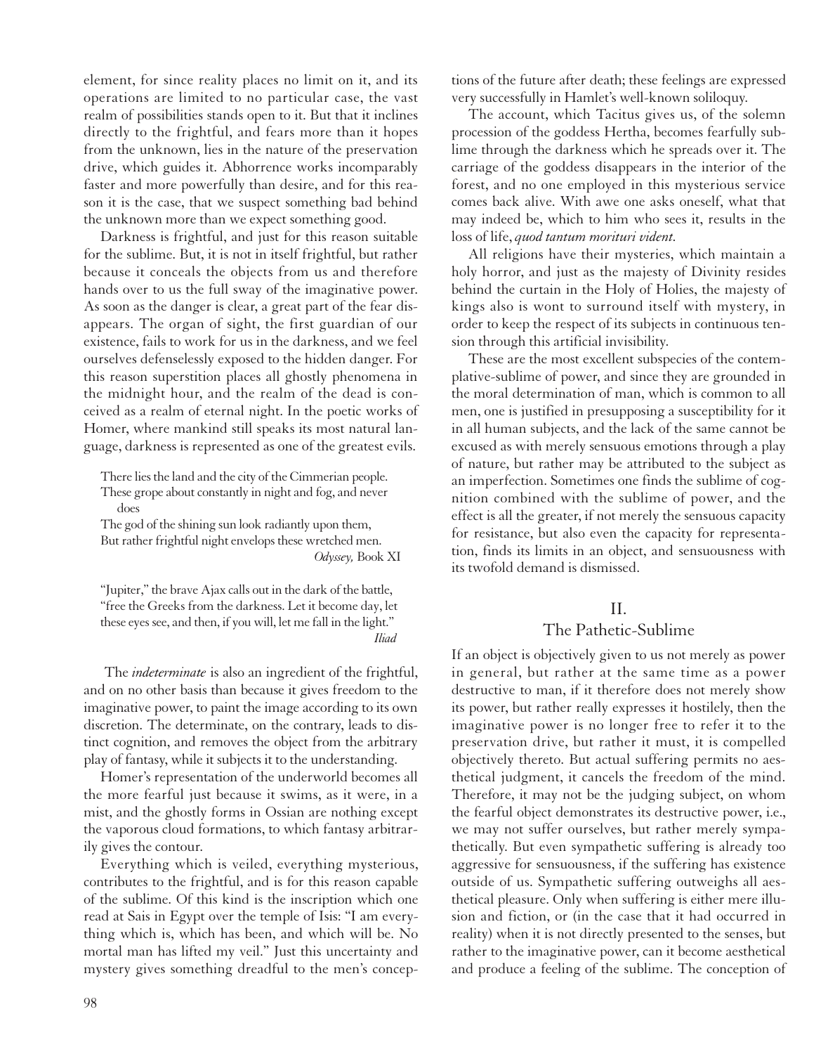element, for since reality places no limit on it, and its operations are limited to no particular case, the vast realm of possibilities stands open to it. But that it inclines directly to the frightful, and fears more than it hopes from the unknown, lies in the nature of the preservation drive, which guides it. Abhorrence works incomparably faster and more powerfully than desire, and for this reason it is the case, that we suspect something bad behind the unknown more than we expect something good.

Darkness is frightful, and just for this reason suitable for the sublime. But, it is not in itself frightful, but rather because it conceals the objects from us and therefore hands over to us the full sway of the imaginative power. As soon as the danger is clear, a great part of the fear disappears. The organ of sight, the first guardian of our existence, fails to work for us in the darkness, and we feel ourselves defenselessly exposed to the hidden danger. For this reason superstition places all ghostly phenomena in the midnight hour, and the realm of the dead is conceived as a realm of eternal night. In the poetic works of Homer, where mankind still speaks its most natural language, darkness is represented as one of the greatest evils.

> There lies the land and the city of the Cimmerian people.
> These grope about constantly in night and fog, and never does
> The god of the shining sun look radiantly upon them,
> But rather frightful night envelops these wretched men.
>
> *Odyssey,* Book XI

> "Jupiter," the brave Ajax calls out in the dark of the battle, "free the Greeks from the darkness. Let it become day, let these eyes see, and then, if you will, let me fall in the light."
>
> *Iliad*

The *indeterminate* is also an ingredient of the frightful, and on no other basis than because it gives freedom to the imaginative power, to paint the image according to its own discretion. The determinate, on the contrary, leads to distinct cognition, and removes the object from the arbitrary play of fantasy, while it subjects it to the understanding.

Homer's representation of the underworld becomes all the more fearful just because it swims, as it were, in a mist, and the ghostly forms in Ossian are nothing except the vaporous cloud formations, to which fantasy arbitrarily gives the contour.

Everything which is veiled, everything mysterious, contributes to the frightful, and is for this reason capable of the sublime. Of this kind is the inscription which one read at Sais in Egypt over the temple of Isis: "I am everything which is, which has been, and which will be. No mortal man has lifted my veil." Just this uncertainty and mystery gives something dreadful to the men's conceptions of the future after death; these feelings are expressed very successfully in Hamlet's well-known soliloquy.

The account, which Tacitus gives us, of the solemn procession of the goddess Hertha, becomes fearfully sublime through the darkness which he spreads over it. The carriage of the goddess disappears in the interior of the forest, and no one employed in this mysterious service comes back alive. With awe one asks oneself, what that may indeed be, which to him who sees it, results in the loss of life, *quod tantum morituri vident.*

All religions have their mysteries, which maintain a holy horror, and just as the majesty of Divinity resides behind the curtain in the Holy of Holies, the majesty of kings also is wont to surround itself with mystery, in order to keep the respect of its subjects in continuous tension through this artificial invisibility.

These are the most excellent subspecies of the contemplative-sublime of power, and since they are grounded in the moral determination of man, which is common to all men, one is justified in presupposing a susceptibility for it in all human subjects, and the lack of the same cannot be excused as with merely sensuous emotions through a play of nature, but rather may be attributed to the subject as an imperfection. Sometimes one finds the sublime of cognition combined with the sublime of power, and the effect is all the greater, if not merely the sensuous capacity for resistance, but also even the capacity for representation, finds its limits in an object, and sensuousness with its twofold demand is dismissed.

## II.
## The Pathetic-Sublime

If an object is objectively given to us not merely as power in general, but rather at the same time as a power destructive to man, if it therefore does not merely show its power, but rather really expresses it hostilely, then the imaginative power is no longer free to refer it to the preservation drive, but rather it must, it is compelled objectively thereto. But actual suffering permits no aesthetical judgment, it cancels the freedom of the mind. Therefore, it may not be the judging subject, on whom the fearful object demonstrates its destructive power, i.e., we may not suffer ourselves, but rather merely sympathetically. But even sympathetic suffering is already too aggressive for sensuousness, if the suffering has existence outside of us. Sympathetic suffering outweighs all aesthetical pleasure. Only when suffering is either mere illusion and fiction, or (in the case that it had occurred in reality) when it is not directly presented to the senses, but rather to the imaginative power, can it become aesthetical and produce a feeling of the sublime. The conception of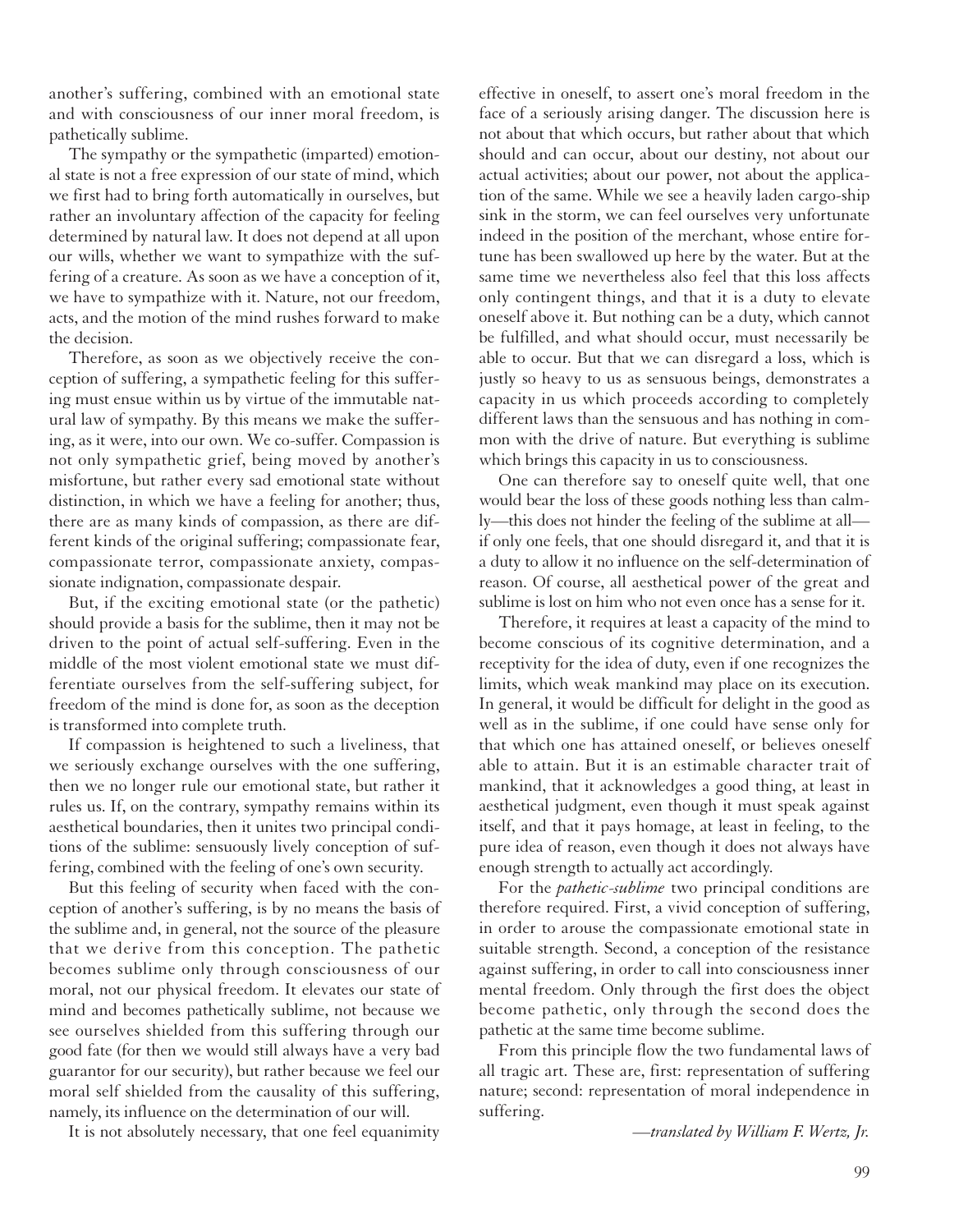another's suffering, combined with an emotional state and with consciousness of our inner moral freedom, is pathetically sublime.

The sympathy or the sympathetic (imparted) emotional state is not a free expression of our state of mind, which we first had to bring forth automatically in ourselves, but rather an involuntary affection of the capacity for feeling determined by natural law. It does not depend at all upon our wills, whether we want to sympathize with the suffering of a creature. As soon as we have a conception of it, we have to sympathize with it. Nature, not our freedom, acts, and the motion of the mind rushes forward to make the decision.

Therefore, as soon as we objectively receive the conception of suffering, a sympathetic feeling for this suffering must ensue within us by virtue of the immutable natural law of sympathy. By this means we make the suffering, as it were, into our own. We co-suffer. Compassion is not only sympathetic grief, being moved by another's misfortune, but rather every sad emotional state without distinction, in which we have a feeling for another; thus, there are as many kinds of compassion, as there are different kinds of the original suffering; compassionate fear, compassionate terror, compassionate anxiety, compassionate indignation, compassionate despair.

But, if the exciting emotional state (or the pathetic) should provide a basis for the sublime, then it may not be driven to the point of actual self-suffering. Even in the middle of the most violent emotional state we must differentiate ourselves from the self-suffering subject, for freedom of the mind is done for, as soon as the deception is transformed into complete truth.

If compassion is heightened to such a liveliness, that we seriously exchange ourselves with the one suffering, then we no longer rule our emotional state, but rather it rules us. If, on the contrary, sympathy remains within its aesthetical boundaries, then it unites two principal conditions of the sublime: sensuously lively conception of suffering, combined with the feeling of one's own security.

But this feeling of security when faced with the conception of another's suffering, is by no means the basis of the sublime and, in general, not the source of the pleasure that we derive from this conception. The pathetic becomes sublime only through consciousness of our moral, not our physical freedom. It elevates our state of mind and becomes pathetically sublime, not because we see ourselves shielded from this suffering through our good fate (for then we would still always have a very bad guarantor for our security), but rather because we feel our moral self shielded from the causality of this suffering, namely, its influence on the determination of our will.

It is not absolutely necessary, that one feel equanimity effective in oneself, to assert one's moral freedom in the face of a seriously arising danger. The discussion here is not about that which occurs, but rather about that which should and can occur, about our destiny, not about our actual activities; about our power, not about the application of the same. While we see a heavily laden cargo-ship sink in the storm, we can feel ourselves very unfortunate indeed in the position of the merchant, whose entire fortune has been swallowed up here by the water. But at the same time we nevertheless also feel that this loss affects only contingent things, and that it is a duty to elevate oneself above it. But nothing can be a duty, which cannot be fulfilled, and what should occur, must necessarily be able to occur. But that we can disregard a loss, which is justly so heavy to us as sensuous beings, demonstrates a capacity in us which proceeds according to completely different laws than the sensuous and has nothing in common with the drive of nature. But everything is sublime which brings this capacity in us to consciousness.

One can therefore say to oneself quite well, that one would bear the loss of these goods nothing less than calmly—this does not hinder the feeling of the sublime at all—if only one feels, that one should disregard it, and that it is a duty to allow it no influence on the self-determination of reason. Of course, all aesthetical power of the great and sublime is lost on him who not even once has a sense for it.

Therefore, it requires at least a capacity of the mind to become conscious of its cognitive determination, and a receptivity for the idea of duty, even if one recognizes the limits, which weak mankind may place on its execution. In general, it would be difficult for delight in the good as well as in the sublime, if one could have sense only for that which one has attained oneself, or believes oneself able to attain. But it is an estimable character trait of mankind, that it acknowledges a good thing, at least in aesthetical judgment, even though it must speak against itself, and that it pays homage, at least in feeling, to the pure idea of reason, even though it does not always have enough strength to actually act accordingly.

For the *pathetic-sublime* two principal conditions are therefore required. First, a vivid conception of suffering, in order to arouse the compassionate emotional state in suitable strength. Second, a conception of the resistance against suffering, in order to call into consciousness inner mental freedom. Only through the first does the object become pathetic, only through the second does the pathetic at the same time become sublime.

From this principle flow the two fundamental laws of all tragic art. These are, first: representation of suffering nature; second: representation of moral independence in suffering.

*—translated by William F. Wertz, Jr.*